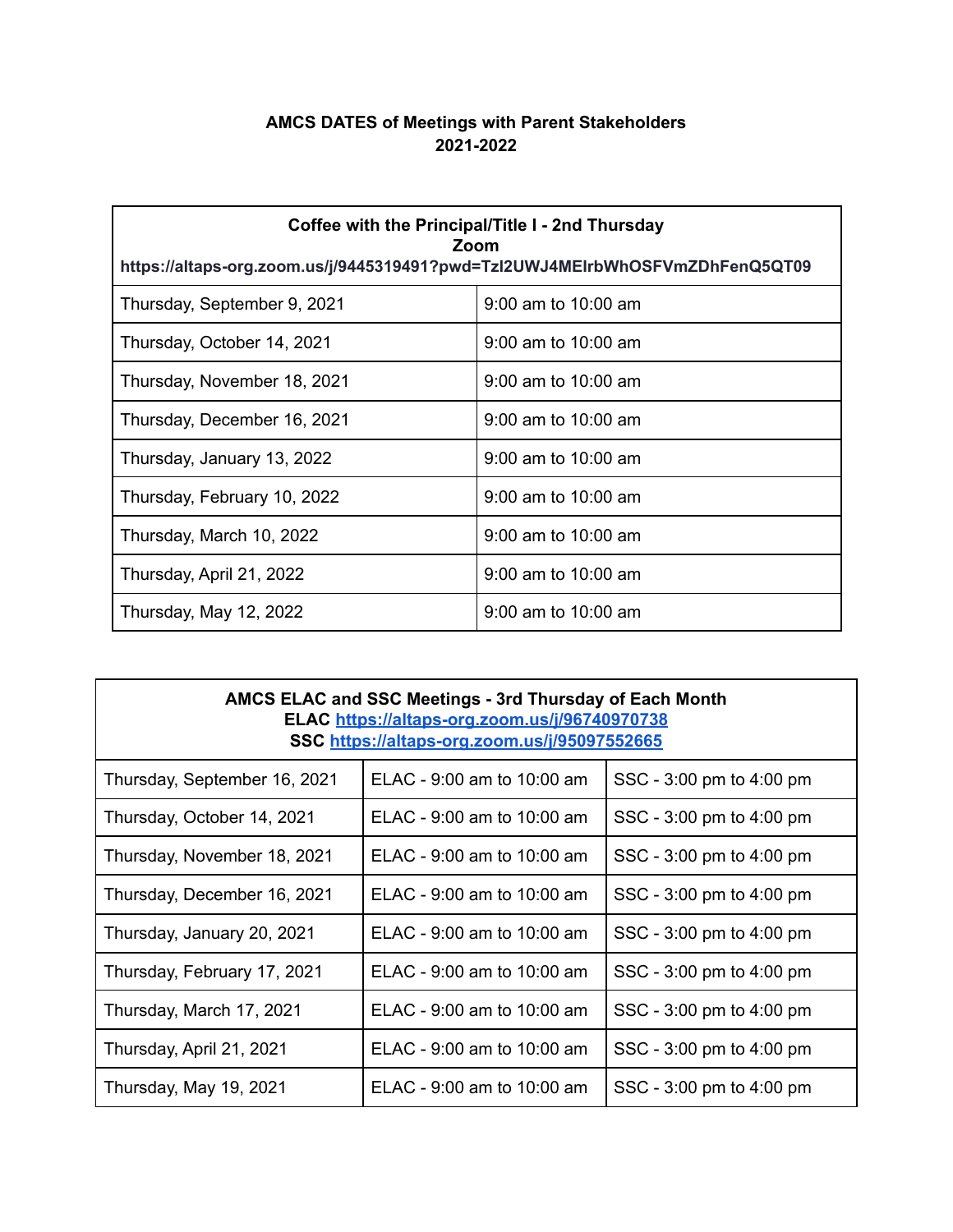**AMCS DATES of Meetings with Parent Stakeholders**
**2021-2022**

| **Coffee with the Principal/Title I - 2nd Thursday**<br>**Zoom**<br>**https://altaps-org.zoom.us/j/9445319491?pwd=Tzl2UWJ4MElrbWhOSFVmZDhFenQ5QT09** | |
|---|---|
| Thursday, September 9, 2021 | 9:00 am to 10:00 am |
| Thursday, October 14, 2021 | 9:00 am to 10:00 am |
| Thursday, November 18, 2021 | 9:00 am to 10:00 am |
| Thursday, December 16, 2021 | 9:00 am to 10:00 am |
| Thursday, January 13, 2022 | 9:00 am to 10:00 am |
| Thursday, February 10, 2022 | 9:00 am to 10:00 am |
| Thursday, March 10, 2022 | 9:00 am to 10:00 am |
| Thursday, April 21, 2022 | 9:00 am to 10:00 am |
| Thursday, May 12, 2022 | 9:00 am to 10:00 am |

| **AMCS ELAC and SSC Meetings - 3rd Thursday of Each Month**<br>**ELAC https://altaps-org.zoom.us/j/96740970738**<br>**SSC https://altaps-org.zoom.us/j/95097552665** | | |
|---|---|---|
| Thursday, September 16, 2021 | ELAC - 9:00 am to 10:00 am | SSC - 3:00 pm to 4:00 pm |
| Thursday, October 14, 2021 | ELAC - 9:00 am to 10:00 am | SSC - 3:00 pm to 4:00 pm |
| Thursday, November 18, 2021 | ELAC - 9:00 am to 10:00 am | SSC - 3:00 pm to 4:00 pm |
| Thursday, December 16, 2021 | ELAC - 9:00 am to 10:00 am | SSC - 3:00 pm to 4:00 pm |
| Thursday, January 20, 2021 | ELAC - 9:00 am to 10:00 am | SSC - 3:00 pm to 4:00 pm |
| Thursday, February 17, 2021 | ELAC - 9:00 am to 10:00 am | SSC - 3:00 pm to 4:00 pm |
| Thursday, March 17, 2021 | ELAC - 9:00 am to 10:00 am | SSC - 3:00 pm to 4:00 pm |
| Thursday, April 21, 2021 | ELAC - 9:00 am to 10:00 am | SSC - 3:00 pm to 4:00 pm |
| Thursday, May 19, 2021 | ELAC - 9:00 am to 10:00 am | SSC - 3:00 pm to 4:00 pm |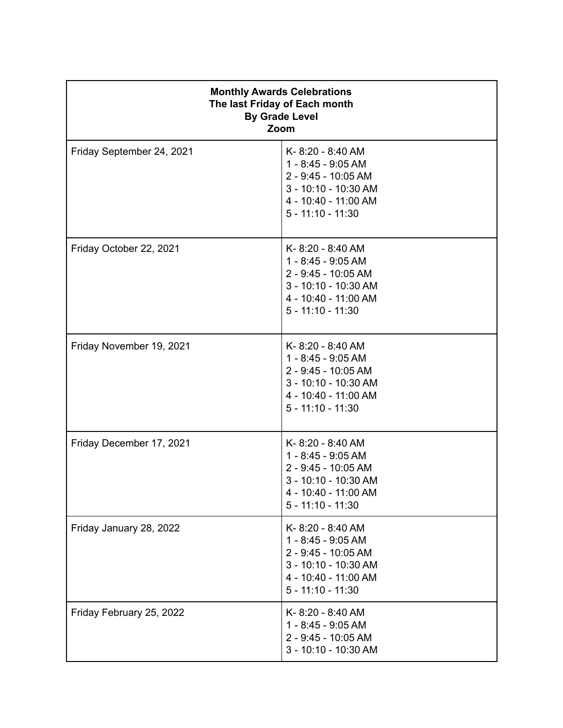| Monthly Awards Celebrations<br>The last Friday of Each month<br>By Grade Level<br>Zoom | |
|---|---|
| Friday September 24, 2021 | K- 8:20 - 8:40 AM<br>1 - 8:45 - 9:05 AM<br>2 - 9:45 - 10:05 AM<br>3 - 10:10 - 10:30 AM<br>4 - 10:40 - 11:00 AM<br>5 - 11:10 - 11:30 |
| Friday October 22, 2021 | K- 8:20 - 8:40 AM<br>1 - 8:45 - 9:05 AM<br>2 - 9:45 - 10:05 AM<br>3 - 10:10 - 10:30 AM<br>4 - 10:40 - 11:00 AM<br>5 - 11:10 - 11:30 |
| Friday November 19, 2021 | K- 8:20 - 8:40 AM<br>1 - 8:45 - 9:05 AM<br>2 - 9:45 - 10:05 AM<br>3 - 10:10 - 10:30 AM<br>4 - 10:40 - 11:00 AM<br>5 - 11:10 - 11:30 |
| Friday December 17, 2021 | K- 8:20 - 8:40 AM<br>1 - 8:45 - 9:05 AM<br>2 - 9:45 - 10:05 AM<br>3 - 10:10 - 10:30 AM<br>4 - 10:40 - 11:00 AM<br>5 - 11:10 - 11:30 |
| Friday January 28, 2022 | K- 8:20 - 8:40 AM<br>1 - 8:45 - 9:05 AM<br>2 - 9:45 - 10:05 AM<br>3 - 10:10 - 10:30 AM<br>4 - 10:40 - 11:00 AM<br>5 - 11:10 - 11:30 |
| Friday February 25, 2022 | K- 8:20 - 8:40 AM<br>1 - 8:45 - 9:05 AM<br>2 - 9:45 - 10:05 AM<br>3 - 10:10 - 10:30 AM |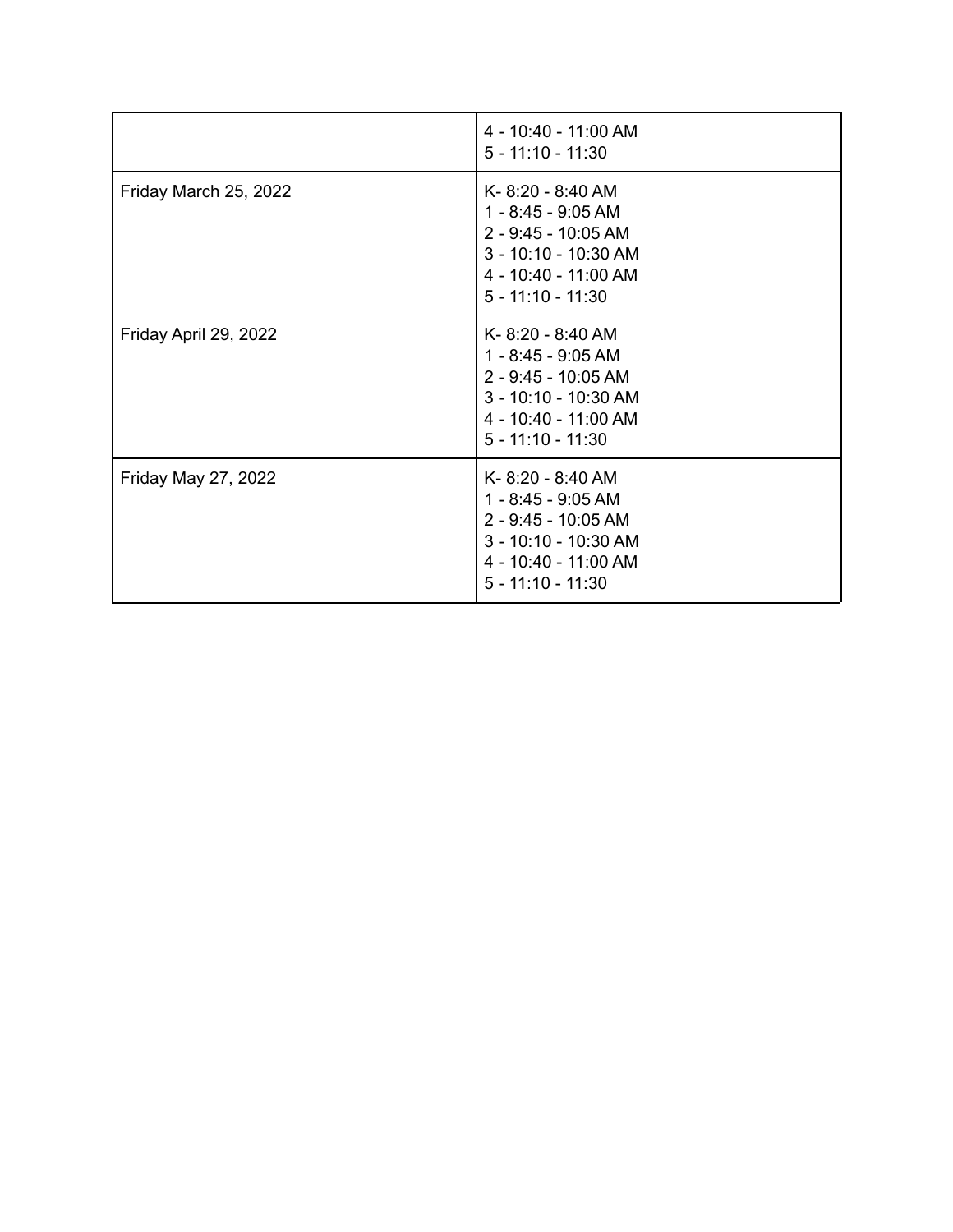| | |
|---|---|
| | 4 - 10:40 - 11:00 AM<br>5 - 11:10 - 11:30 |
| Friday March 25, 2022 | K- 8:20 - 8:40 AM<br>1 - 8:45 - 9:05 AM<br>2 - 9:45 - 10:05 AM<br>3 - 10:10 - 10:30 AM<br>4 - 10:40 - 11:00 AM<br>5 - 11:10 - 11:30 |
| Friday April 29, 2022 | K- 8:20 - 8:40 AM<br>1 - 8:45 - 9:05 AM<br>2 - 9:45 - 10:05 AM<br>3 - 10:10 - 10:30 AM<br>4 - 10:40 - 11:00 AM<br>5 - 11:10 - 11:30 |
| Friday May 27, 2022 | K- 8:20 - 8:40 AM<br>1 - 8:45 - 9:05 AM<br>2 - 9:45 - 10:05 AM<br>3 - 10:10 - 10:30 AM<br>4 - 10:40 - 11:00 AM<br>5 - 11:10 - 11:30 |